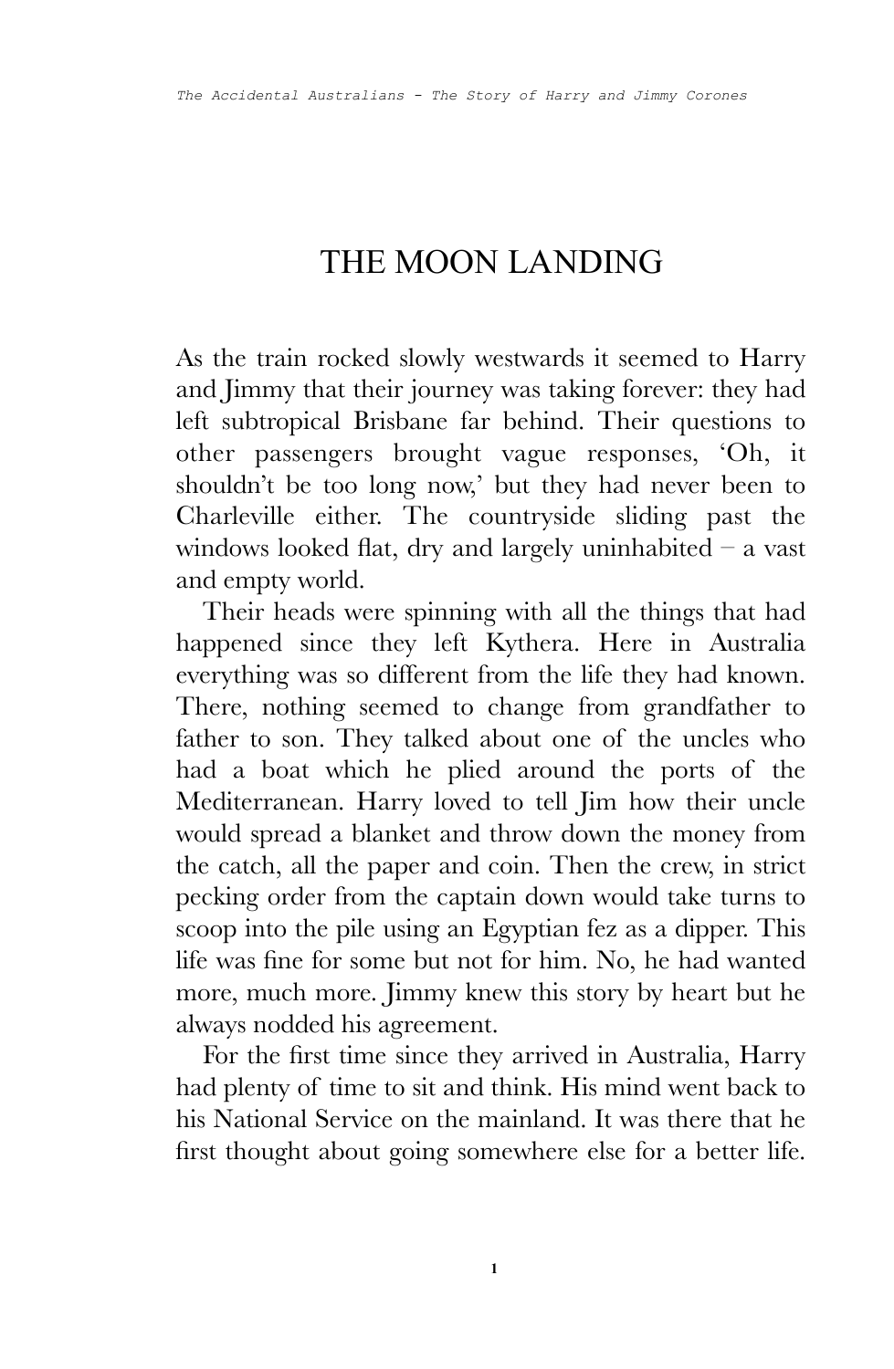# THE MOON LANDING

As the train rocked slowly westwards it seemed to Harry and Jimmy that their journey was taking forever: they had left subtropical Brisbane far behind. Their questions to other passengers brought vague responses, 'Oh, it shouldn't be too long now,' but they had never been to Charleville either. The countryside sliding past the windows looked flat, dry and largely uninhabited – a vast and empty world.

Their heads were spinning with all the things that had happened since they left Kythera. Here in Australia everything was so different from the life they had known. There, nothing seemed to change from grandfather to father to son. They talked about one of the uncles who had a boat which he plied around the ports of the Mediterranean. Harry loved to tell Jim how their uncle would spread a blanket and throw down the money from the catch, all the paper and coin. Then the crew, in strict pecking order from the captain down would take turns to scoop into the pile using an Egyptian fez as a dipper. This life was fine for some but not for him. No, he had wanted more, much more. Jimmy knew this story by heart but he always nodded his agreement.

For the first time since they arrived in Australia, Harry had plenty of time to sit and think. His mind went back to his National Service on the mainland. It was there that he first thought about going somewhere else for a better life.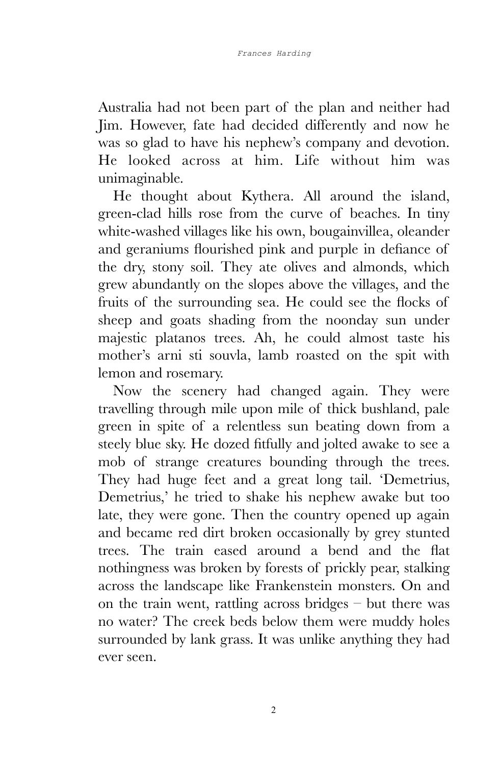Australia had not been part of the plan and neither had Jim. However, fate had decided differently and now he was so glad to have his nephew's company and devotion. He looked across at him. Life without him was unimaginable.

He thought about Kythera. All around the island, green-clad hills rose from the curve of beaches. In tiny white-washed villages like his own, bougainvillea, oleander and geraniums flourished pink and purple in defiance of the dry, stony soil. They ate olives and almonds, which grew abundantly on the slopes above the villages, and the fruits of the surrounding sea. He could see the flocks of sheep and goats shading from the noonday sun under majestic platanos trees. Ah, he could almost taste his mother's arni sti souvla, lamb roasted on the spit with lemon and rosemary.

Now the scenery had changed again. They were travelling through mile upon mile of thick bushland, pale green in spite of a relentless sun beating down from a steely blue sky. He dozed fitfully and jolted awake to see a mob of strange creatures bounding through the trees. They had huge feet and a great long tail. 'Demetrius, Demetrius,' he tried to shake his nephew awake but too late, they were gone. Then the country opened up again and became red dirt broken occasionally by grey stunted trees. The train eased around a bend and the flat nothingness was broken by forests of prickly pear, stalking across the landscape like Frankenstein monsters. On and on the train went, rattling across bridges – but there was no water? The creek beds below them were muddy holes surrounded by lank grass. It was unlike anything they had ever seen.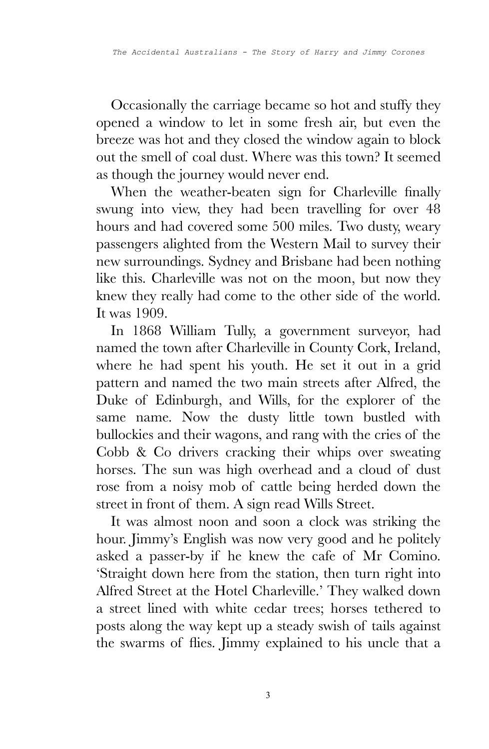Occasionally the carriage became so hot and stuffy they opened a window to let in some fresh air, but even the breeze was hot and they closed the window again to block out the smell of coal dust. Where was this town? It seemed as though the journey would never end.

When the weather-beaten sign for Charleville finally swung into view, they had been travelling for over 48 hours and had covered some 500 miles. Two dusty, weary passengers alighted from the Western Mail to survey their new surroundings. Sydney and Brisbane had been nothing like this. Charleville was not on the moon, but now they knew they really had come to the other side of the world. It was 1909.

In 1868 William Tully, a government surveyor, had named the town after Charleville in County Cork, Ireland, where he had spent his youth. He set it out in a grid pattern and named the two main streets after Alfred, the Duke of Edinburgh, and Wills, for the explorer of the same name. Now the dusty little town bustled with bullockies and their wagons, and rang with the cries of the Cobb & Co drivers cracking their whips over sweating horses. The sun was high overhead and a cloud of dust rose from a noisy mob of cattle being herded down the street in front of them. A sign read Wills Street.

It was almost noon and soon a clock was striking the hour. Jimmy's English was now very good and he politely asked a passer-by if he knew the cafe of Mr Comino. 'Straight down here from the station, then turn right into Alfred Street at the Hotel Charleville.' They walked down a street lined with white cedar trees; horses tethered to posts along the way kept up a steady swish of tails against the swarms of flies. Jimmy explained to his uncle that a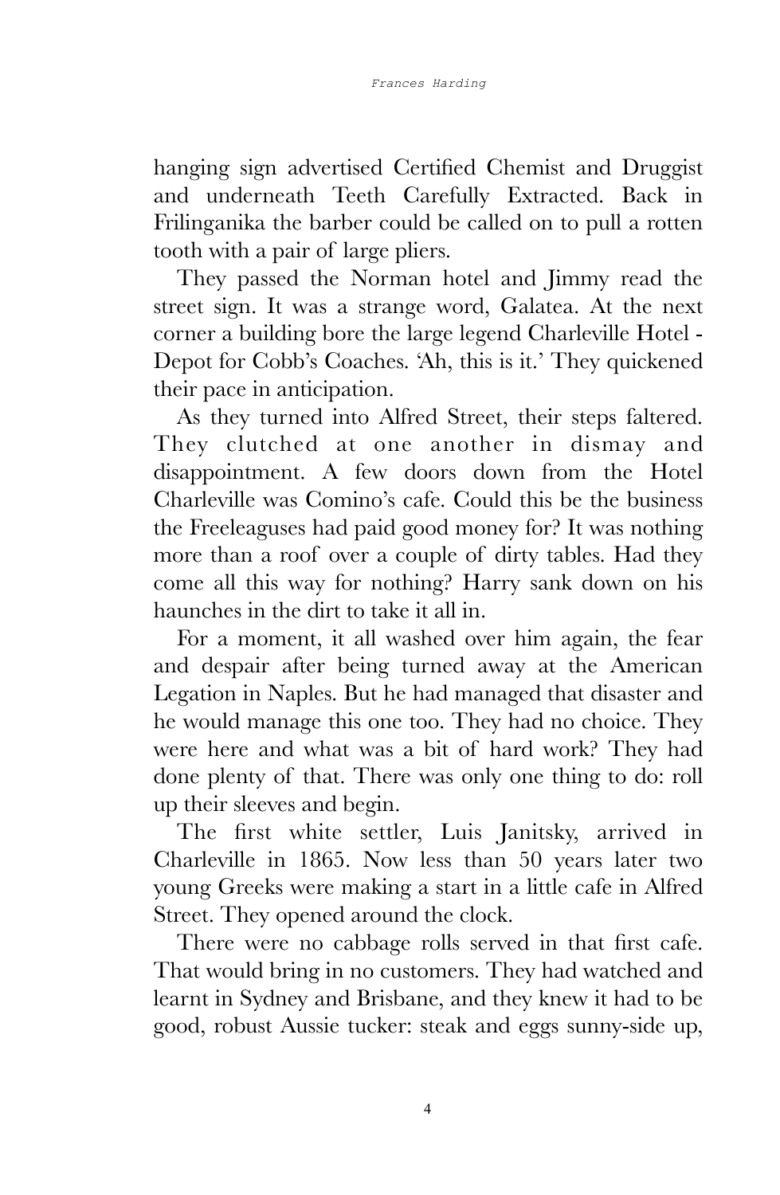hanging sign advertised Certified Chemist and Druggist and underneath Teeth Carefully Extracted. Back in Frilinganika the barber could be called on to pull a rotten tooth with a pair of large pliers.

They passed the Norman hotel and Jimmy read the street sign. It was a strange word, Galatea. At the next corner a building bore the large legend Charleville Hotel - Depot for Cobb's Coaches. 'Ah, this is it.' They quickened their pace in anticipation.

As they turned into Alfred Street, their steps faltered. They clutched at one another in dismay and disappointment. A few doors down from the Hotel Charleville was Comino's cafe. Could this be the business the Freeleaguses had paid good money for? It was nothing more than a roof over a couple of dirty tables. Had they come all this way for nothing? Harry sank down on his haunches in the dirt to take it all in.

For a moment, it all washed over him again, the fear and despair after being turned away at the American Legation in Naples. But he had managed that disaster and he would manage this one too. They had no choice. They were here and what was a bit of hard work? They had done plenty of that. There was only one thing to do: roll up their sleeves and begin.

The first white settler, Luis Janitsky, arrived in Charleville in 1865. Now less than 50 years later two young Greeks were making a start in a little cafe in Alfred Street. They opened around the clock.

There were no cabbage rolls served in that first cafe. That would bring in no customers. They had watched and learnt in Sydney and Brisbane, and they knew it had to be good, robust Aussie tucker: steak and eggs sunny-side up,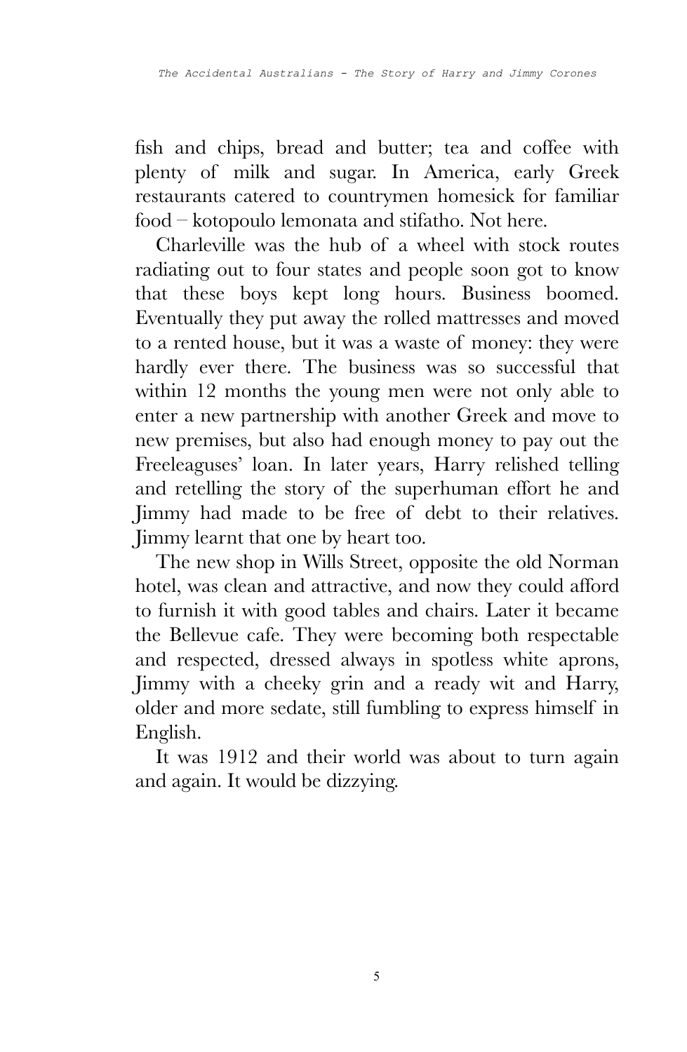fish and chips, bread and butter; tea and coffee with plenty of milk and sugar. In America, early Greek restaurants catered to countrymen homesick for familiar food – kotopoulo lemonata and stifatho. Not here.

Charleville was the hub of a wheel with stock routes radiating out to four states and people soon got to know that these boys kept long hours. Business boomed. Eventually they put away the rolled mattresses and moved to a rented house, but it was a waste of money: they were hardly ever there. The business was so successful that within 12 months the young men were not only able to enter a new partnership with another Greek and move to new premises, but also had enough money to pay out the Freeleaguses' loan. In later years, Harry relished telling and retelling the story of the superhuman effort he and Jimmy had made to be free of debt to their relatives. Jimmy learnt that one by heart too.

The new shop in Wills Street, opposite the old Norman hotel, was clean and attractive, and now they could afford to furnish it with good tables and chairs. Later it became the Bellevue cafe. They were becoming both respectable and respected, dressed always in spotless white aprons, Jimmy with a cheeky grin and a ready wit and Harry, older and more sedate, still fumbling to express himself in English.

It was 1912 and their world was about to turn again and again. It would be dizzying.